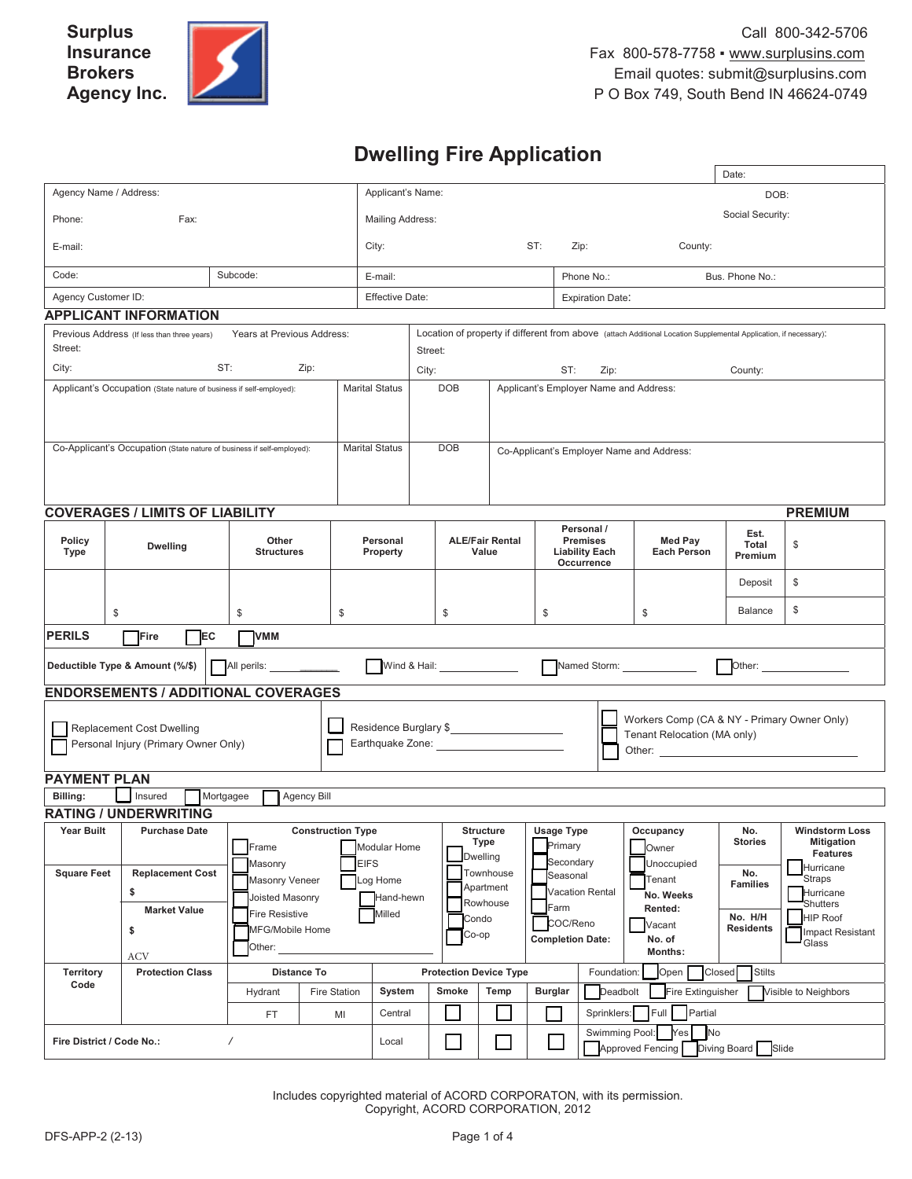**Surplus Insurance Brokers Agency Inc.**

Call 800-342-5706
Fax 800-578-7758 ▪ www.surplusins.com
Email quotes: submit@surplusins.com
P O Box 749, South Bend IN 46624-0749

# Dwelling Fire Application

| | | Date: |
|---|---|---|
| Agency Name / Address: | Applicant's Name: | DOB: |
| Phone: Fax: | Mailing Address: | Social Security: |
| E-mail: | City: ST: Zip: | County: |
| Code: Subcode: | E-mail: Phone No.: | Bus. Phone No.: |
| Agency Customer ID: | Effective Date: | Expiration Date: |

## APPLICANT INFORMATION

| Previous Address (If less than three years) Years at Previous Address: | Location of property if different from above (attach Additional Location Supplemental Application, if necessary): |
|---|---|
| Street: | Street: |
| City: ST: Zip: | City: ST: Zip: County: |

| Applicant's Occupation (State nature of business if self-employed): | Marital Status | DOB | Applicant's Employer Name and Address: |
|---|---|---|---|
| | | | |

| Co-Applicant's Occupation (State nature of business if self-employed): | Marital Status | DOB | Co-Applicant's Employer Name and Address: |
|---|---|---|---|
| | | | |

## COVERAGES / LIMITS OF LIABILITY

| Policy Type | Dwelling | Other Structures | Personal Property | ALE/Fair Rental Value | Personal / Premises Liability Each Occurrence | Med Pay Each Person | PREMIUM | |
|---|---|---|---|---|---|---|---|---|
| | | | | | | | Est. Total Premium | $ |
| | | | | | | | Deposit | $ |
| | $ | $ | $ | $ | $ | $ | Balance | $ |

**PERILS** ☐ **Fire** ☐ **EC** ☐ **VMM**

**Deductible Type & Amount (%/$)** ☐ All perils: ________ ☐ Wind & Hail: ________ ☐ Named Storm: ________ ☐ Other: ________

## ENDORSEMENTS / ADDITIONAL COVERAGES

| | | |
|---|---|---|
| ☐ Replacement Cost Dwelling | ☐ Residence Burglary $ ________ | ☐ Workers Comp (CA & NY - Primary Owner Only) |
| ☐ Personal Injury (Primary Owner Only) | ☐ Earthquake Zone: ________ | ☐ Tenant Relocation (MA only) |
| | | ☐ Other: ________ |

## PAYMENT PLAN

**Billing:** ☐ Insured ☐ Mortgagee ☐ Agency Bill

## RATING / UNDERWRITING

| Year Built | Purchase Date | Construction Type | Structure Type | Usage Type | Occupancy | No. Stories | Windstorm Loss Mitigation Features |
|---|---|---|---|---|---|---|---|
| | | ☐ Frame ☐ Modular Home | ☐ Dwelling | ☐ Primary | ☐ Owner | | ☐ Hurricane Straps |
| | | ☐ Masonry ☐ EIFS | ☐ Townhouse | ☐ Secondary | ☐ Unoccupied | **No. Families** | ☐ Hurricane Shutters |
| **Square Feet** | **Replacement Cost** $ | ☐ Masonry Veneer ☐ Log Home | ☐ Apartment | ☐ Seasonal | ☐ Tenant | | ☐ HIP Roof |
| | **Market Value** $ | ☐ Joisted Masonry ☐ Hand-hewn | ☐ Rowhouse | ☐ Vacation Rental | **No. Weeks Rented:** | **No. H/H Residents** | ☐ Impact Resistant Glass |
| | ACV | ☐ Fire Resistive ☐ Milled | ☐ Condo | ☐ Farm | ☐ Vacant | | |
| | | ☐ MFG/Mobile Home | ☐ Co-op | ☐ COC/Reno | **No. of Months:** | | |
| | | ☐ Other: | | **Completion Date:** | | | |

| Territory Code | Protection Class | Distance To | | Protection Device Type | | | | |
|---|---|---|---|---|---|---|---|---|
| | | Hydrant | Fire Station | System | Smoke | Temp | Burglar | Foundation: ☐ Open ☐ Closed ☐ Stilts |
| | | FT | MI | Central | ☐ | ☐ | ☐ | ☐ Deadbolt ☐ Fire Extinguisher ☐ Visible to Neighbors |
| | | | | | | | | Sprinklers: ☐ Full ☐ Partial |
| **Fire District / Code No.:** | / | | | Local | ☐ | ☐ | ☐ | Swimming Pool: ☐ Yes ☐ No ☐ Approved Fencing ☐ Diving Board ☐ Slide |

Includes copyrighted material of ACORD CORPORATON, with its permission.
Copyright, ACORD CORPORATION, 2012

DFS-APP-2 (2-13)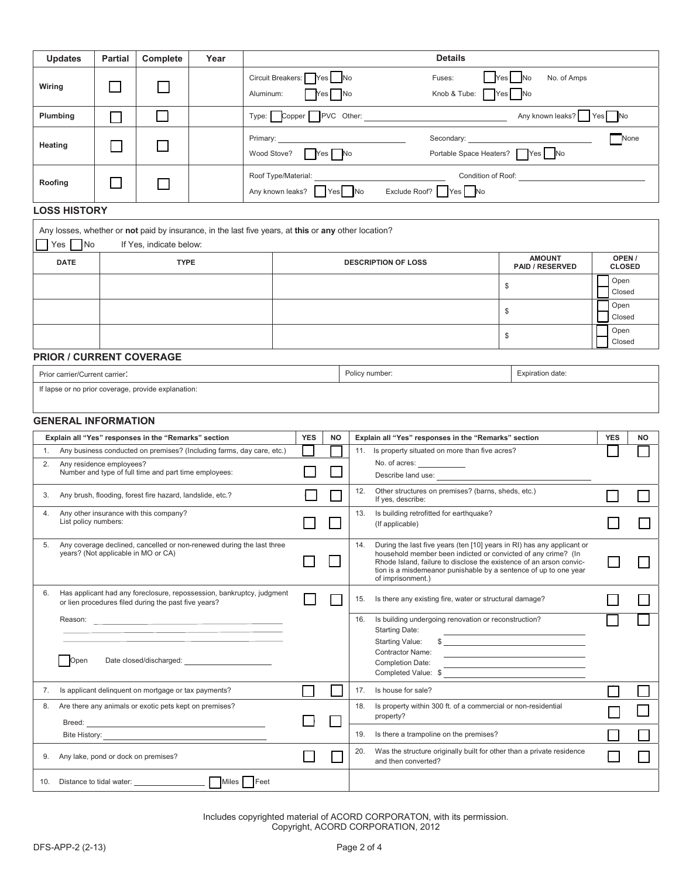| Updates | Partial | Complete | Year | Details |
|---|---|---|---|---|
| Wiring | ☐ | ☐ | | Circuit Breakers: ☐ Yes ☐ No &nbsp;&nbsp; Fuses: ☐ Yes ☐ No &nbsp;&nbsp; No. of Amps<br>Aluminum: ☐ Yes ☐ No &nbsp;&nbsp; Knob & Tube: ☐ Yes ☐ No |
| Plumbing | ☐ | ☐ | | Type: ☐ Copper ☐ PVC Other: ________ &nbsp;&nbsp; Any known leaks? ☐ Yes ☐ No |
| Heating | ☐ | ☐ | | Primary: ________ &nbsp;&nbsp; Secondary: ________ &nbsp;&nbsp; ☐ None<br>Wood Stove? ☐ Yes ☐ No &nbsp;&nbsp; Portable Space Heaters? ☐ Yes ☐ No |
| Roofing | ☐ | ☐ | | Roof Type/Material: ________ &nbsp;&nbsp; Condition of Roof: ________<br>Any known leaks? ☐ Yes ☐ No &nbsp;&nbsp; Exclude Roof? ☐ Yes ☐ No |

## LOSS HISTORY

Any losses, whether or **not** paid by insurance, in the last five years, at **this** or **any** other location?

☐ Yes ☐ No &nbsp;&nbsp; If Yes, indicate below:

| DATE | TYPE | DESCRIPTION OF LOSS | AMOUNT PAID / RESERVED | OPEN / CLOSED |
|---|---|---|---|---|
| | | | $ | ☐ Open ☐ Closed |
| | | | $ | ☐ Open ☐ Closed |
| | | | $ | ☐ Open ☐ Closed |

## PRIOR / CURRENT COVERAGE

| Prior carrier/Current carrier: | Policy number: | Expiration date: |
|---|---|---|
| If lapse or no prior coverage, provide explanation: | | |

## GENERAL INFORMATION

| Explain all "Yes" responses in the "Remarks" section | YES | NO |
|---|---|---|
| 1. Any business conducted on premises? (Including farms, day care, etc.) | ☐ | ☐ |
| 2. Any residence employees?<br>Number and type of full time and part time employees: | ☐ | ☐ |
| 3. Any brush, flooding, forest fire hazard, landslide, etc.? | ☐ | ☐ |
| 4. Any other insurance with this company?<br>List policy numbers: | ☐ | ☐ |
| 5. Any coverage declined, cancelled or non-renewed during the last three years? (Not applicable in MO or CA) | ☐ | ☐ |
| 6. Has applicant had any foreclosure, repossession, bankruptcy, judgment or lien procedures filed during the past five years?<br>Reason: ________<br>☐ Open &nbsp;&nbsp; Date closed/discharged: ________ | ☐ | ☐ |
| 7. Is applicant delinquent on mortgage or tax payments? | ☐ | ☐ |
| 8. Are there any animals or exotic pets kept on premises?<br>Breed: ________<br>Bite History: ________ | ☐ | ☐ |
| 9. Any lake, pond or dock on premises? | ☐ | ☐ |
| 10. Distance to tidal water: ________ ☐ Miles ☐ Feet | | |

| Explain all "Yes" responses in the "Remarks" section | YES | NO |
|---|---|---|
| 11. Is property situated on more than five acres?<br>No. of acres: ________<br>Describe land use: ________ | ☐ | ☐ |
| 12. Other structures on premises? (barns, sheds, etc.)<br>If yes, describe: | ☐ | ☐ |
| 13. Is building retrofitted for earthquake?<br>(If applicable) | ☐ | ☐ |
| 14. During the last five years (ten [10] years in RI) has any applicant or household member been indicted or convicted of any crime? (In Rhode Island, failure to disclose the existence of an arson conviction is a misdemeanor punishable by a sentence of up to one year of imprisonment.) | ☐ | ☐ |
| 15. Is there any existing fire, water or structural damage? | ☐ | ☐ |
| 16. Is building undergoing renovation or reconstruction?<br>Starting Date: ________<br>Starting Value: $ ________<br>Contractor Name: ________<br>Completion Date: ________<br>Completed Value: $ ________ | ☐ | ☐ |
| 17. Is house for sale? | ☐ | ☐ |
| 18. Is property within 300 ft. of a commercial or non-residential property? | ☐ | ☐ |
| 19. Is there a trampoline on the premises? | ☐ | ☐ |
| 20. Was the structure originally built for other than a private residence and then converted? | ☐ | ☐ |

Includes copyrighted material of ACORD CORPORATON, with its permission.
Copyright, ACORD CORPORATION, 2012

DFS-APP-2 (2-13)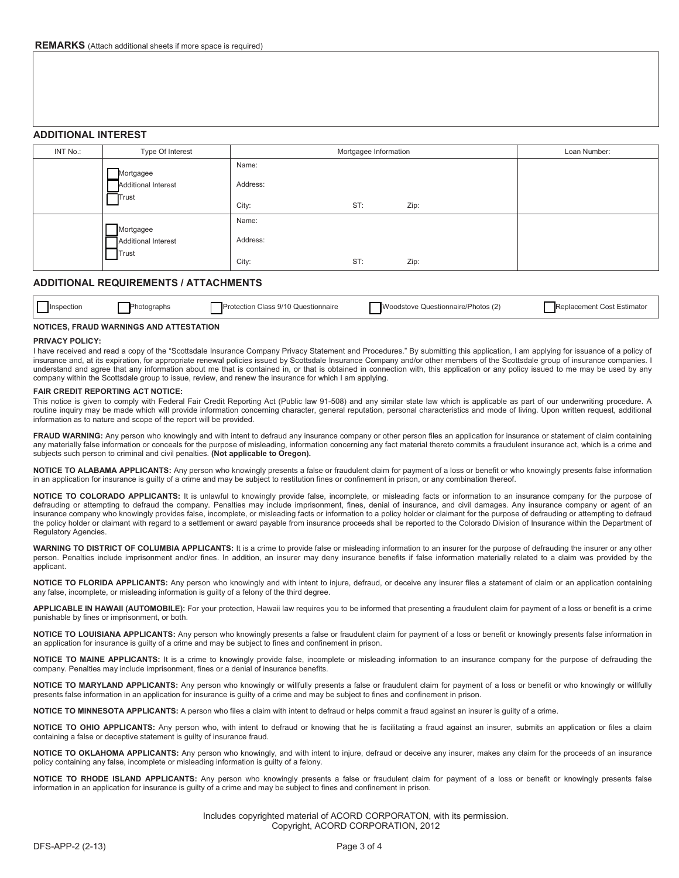**REMARKS** (Attach additional sheets if more space is required)

## ADDITIONAL INTEREST

| INT No.: | Type Of Interest | Mortgagee Information | Loan Number: |
|---|---|---|---|
| | ☐ Mortgagee<br>☐ Additional Interest<br>☐ Trust | Name:<br>Address:<br>City: ST: Zip: | |
| | ☐ Mortgagee<br>☐ Additional Interest<br>☐ Trust | Name:<br>Address:<br>City: ST: Zip: | |

## ADDITIONAL REQUIREMENTS / ATTACHMENTS

☐ Inspection ☐ Photographs ☐ Protection Class 9/10 Questionnaire ☐ Woodstove Questionnaire/Photos (2) ☐ Replacement Cost Estimator

### NOTICES, FRAUD WARNINGS AND ATTESTATION

**PRIVACY POLICY:**

I have received and read a copy of the "Scottsdale Insurance Company Privacy Statement and Procedures." By submitting this application, I am applying for issuance of a policy of insurance and, at its expiration, for appropriate renewal policies issued by Scottsdale Insurance Company and/or other members of the Scottsdale group of insurance companies. I understand and agree that any information about me that is contained in, or that is obtained in connection with, this application or any policy issued to me may be used by any company within the Scottsdale group to issue, review, and renew the insurance for which I am applying.

**FAIR CREDIT REPORTING ACT NOTICE:**

This notice is given to comply with Federal Fair Credit Reporting Act (Public law 91-508) and any similar state law which is applicable as part of our underwriting procedure. A routine inquiry may be made which will provide information concerning character, general reputation, personal characteristics and mode of living. Upon written request, additional information as to nature and scope of the report will be provided.

**FRAUD WARNING:** Any person who knowingly and with intent to defraud any insurance company or other person files an application for insurance or statement of claim containing any materially false information or conceals for the purpose of misleading, information concerning any fact material thereto commits a fraudulent insurance act, which is a crime and subjects such person to criminal and civil penalties. **(Not applicable to Oregon).**

**NOTICE TO ALABAMA APPLICANTS:** Any person who knowingly presents a false or fraudulent claim for payment of a loss or benefit or who knowingly presents false information in an application for insurance is guilty of a crime and may be subject to restitution fines or confinement in prison, or any combination thereof.

**NOTICE TO COLORADO APPLICANTS:** It is unlawful to knowingly provide false, incomplete, or misleading facts or information to an insurance company for the purpose of defrauding or attempting to defraud the company. Penalties may include imprisonment, fines, denial of insurance, and civil damages. Any insurance company or agent of an insurance company who knowingly provides false, incomplete, or misleading facts or information to a policy holder or claimant for the purpose of defrauding or attempting to defraud the policy holder or claimant with regard to a settlement or award payable from insurance proceeds shall be reported to the Colorado Division of Insurance within the Department of Regulatory Agencies.

**WARNING TO DISTRICT OF COLUMBIA APPLICANTS:** It is a crime to provide false or misleading information to an insurer for the purpose of defrauding the insurer or any other person. Penalties include imprisonment and/or fines. In addition, an insurer may deny insurance benefits if false information materially related to a claim was provided by the applicant.

**NOTICE TO FLORIDA APPLICANTS:** Any person who knowingly and with intent to injure, defraud, or deceive any insurer files a statement of claim or an application containing any false, incomplete, or misleading information is guilty of a felony of the third degree.

**APPLICABLE IN HAWAII (AUTOMOBILE):** For your protection, Hawaii law requires you to be informed that presenting a fraudulent claim for payment of a loss or benefit is a crime punishable by fines or imprisonment, or both.

**NOTICE TO LOUISIANA APPLICANTS:** Any person who knowingly presents a false or fraudulent claim for payment of a loss or benefit or knowingly presents false information in an application for insurance is guilty of a crime and may be subject to fines and confinement in prison.

**NOTICE TO MAINE APPLICANTS:** It is a crime to knowingly provide false, incomplete or misleading information to an insurance company for the purpose of defrauding the company. Penalties may include imprisonment, fines or a denial of insurance benefits.

**NOTICE TO MARYLAND APPLICANTS:** Any person who knowingly or willfully presents a false or fraudulent claim for payment of a loss or benefit or who knowingly or willfully presents false information in an application for insurance is guilty of a crime and may be subject to fines and confinement in prison.

**NOTICE TO MINNESOTA APPLICANTS:** A person who files a claim with intent to defraud or helps commit a fraud against an insurer is guilty of a crime.

**NOTICE TO OHIO APPLICANTS:** Any person who, with intent to defraud or knowing that he is facilitating a fraud against an insurer, submits an application or files a claim containing a false or deceptive statement is guilty of insurance fraud.

**NOTICE TO OKLAHOMA APPLICANTS:** Any person who knowingly, and with intent to injure, defraud or deceive any insurer, makes any claim for the proceeds of an insurance policy containing any false, incomplete or misleading information is guilty of a felony.

**NOTICE TO RHODE ISLAND APPLICANTS:** Any person who knowingly presents a false or fraudulent claim for payment of a loss or benefit or knowingly presents false information in an application for insurance is guilty of a crime and may be subject to fines and confinement in prison.

Includes copyrighted material of ACORD CORPORATON, with its permission.
Copyright, ACORD CORPORATION, 2012

DFS-APP-2 (2-13)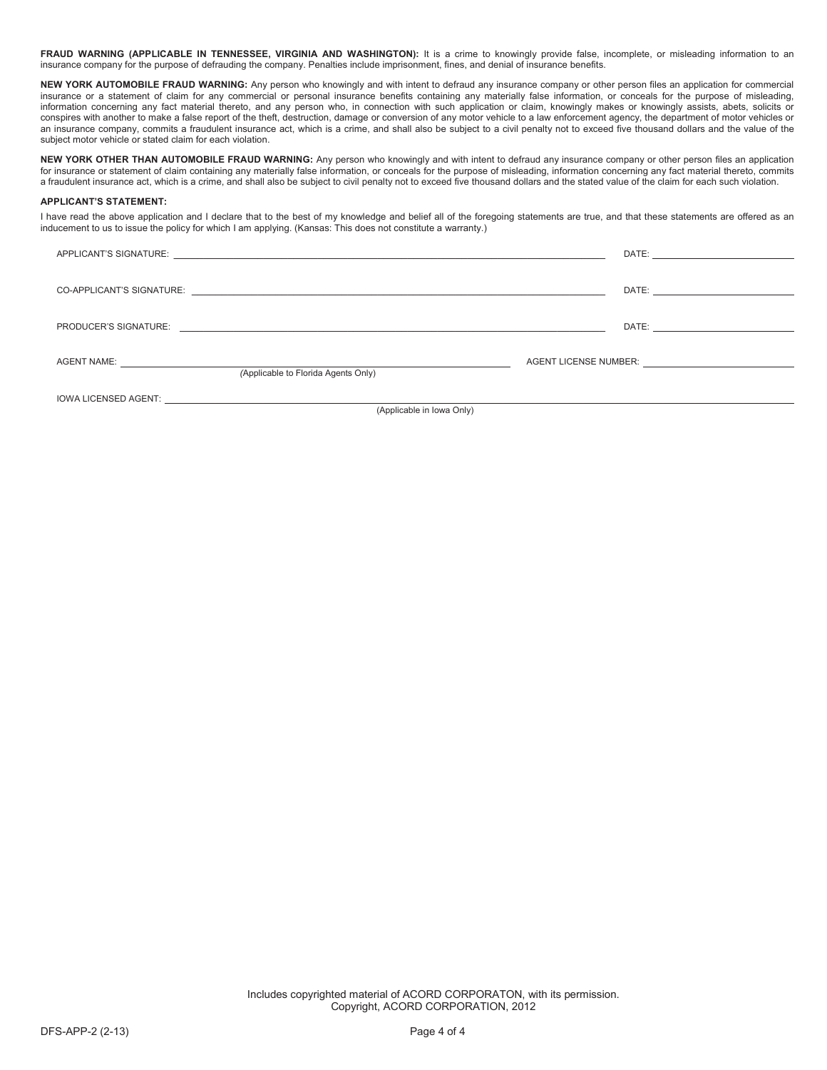**FRAUD WARNING (APPLICABLE IN TENNESSEE, VIRGINIA AND WASHINGTON):** It is a crime to knowingly provide false, incomplete, or misleading information to an insurance company for the purpose of defrauding the company. Penalties include imprisonment, fines, and denial of insurance benefits.

**NEW YORK AUTOMOBILE FRAUD WARNING:** Any person who knowingly and with intent to defraud any insurance company or other person files an application for commercial insurance or a statement of claim for any commercial or personal insurance benefits containing any materially false information, or conceals for the purpose of misleading, information concerning any fact material thereto, and any person who, in connection with such application or claim, knowingly makes or knowingly assists, abets, solicits or conspires with another to make a false report of the theft, destruction, damage or conversion of any motor vehicle to a law enforcement agency, the department of motor vehicles or an insurance company, commits a fraudulent insurance act, which is a crime, and shall also be subject to a civil penalty not to exceed five thousand dollars and the value of the subject motor vehicle or stated claim for each violation.

**NEW YORK OTHER THAN AUTOMOBILE FRAUD WARNING:** Any person who knowingly and with intent to defraud any insurance company or other person files an application for insurance or statement of claim containing any materially false information, or conceals for the purpose of misleading, information concerning any fact material thereto, commits a fraudulent insurance act, which is a crime, and shall also be subject to civil penalty not to exceed five thousand dollars and the stated value of the claim for each such violation.

**APPLICANT'S STATEMENT:**

I have read the above application and I declare that to the best of my knowledge and belief all of the foregoing statements are true, and that these statements are offered as an inducement to us to issue the policy for which I am applying. (Kansas: This does not constitute a warranty.)

APPLICANT'S SIGNATURE: ______________________________ DATE: ______________

CO-APPLICANT'S SIGNATURE: ______________________________ DATE: ______________

PRODUCER'S SIGNATURE: ______________________________ DATE: ______________

AGENT NAME: ______________________________ AGENT LICENSE NUMBER: ______________
(Applicable to Florida Agents Only)

IOWA LICENSED AGENT: ______________________________
(Applicable in Iowa Only)

Includes copyrighted material of ACORD CORPORATON, with its permission.
Copyright, ACORD CORPORATION, 2012

DFS-APP-2 (2-13)